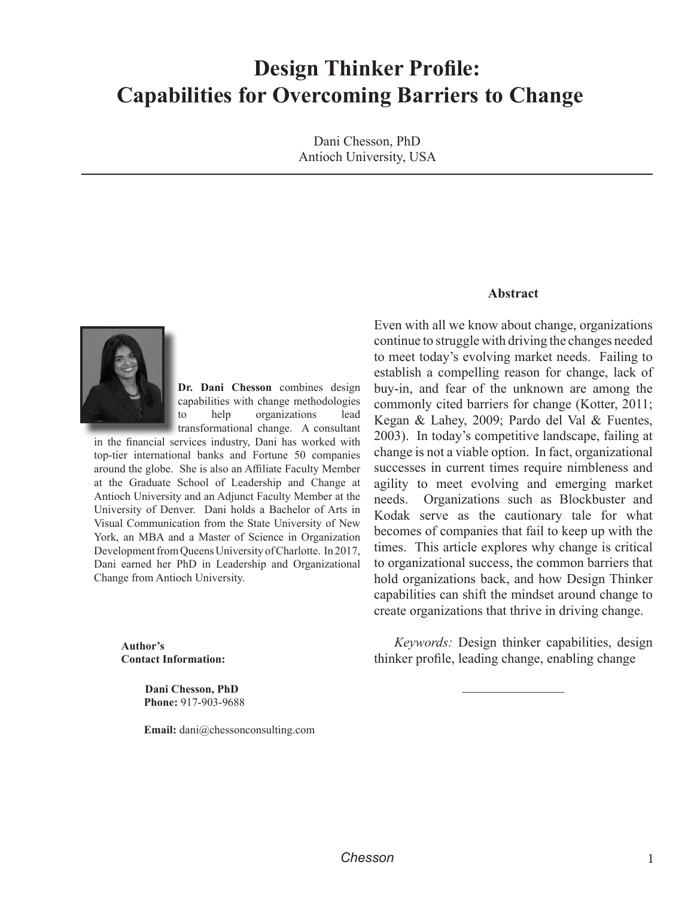# Design Thinker Profile: Capabilities for Overcoming Barriers to Change

Dani Chesson, PhD
Antioch University, USA

**Dr. Dani Chesson** combines design capabilities with change methodologies to help organizations lead transformational change. A consultant in the financial services industry, Dani has worked with top-tier international banks and Fortune 50 companies around the globe. She is also an Affiliate Faculty Member at the Graduate School of Leadership and Change at Antioch University and an Adjunct Faculty Member at the University of Denver. Dani holds a Bachelor of Arts in Visual Communication from the State University of New York, an MBA and a Master of Science in Organization Development from Queens University of Charlotte. In 2017, Dani earned her PhD in Leadership and Organizational Change from Antioch University.

**Author's Contact Information:**

**Dani Chesson, PhD**
**Phone:** 917-903-9688

**Email:** dani@chessonconsulting.com

### Abstract

Even with all we know about change, organizations continue to struggle with driving the changes needed to meet today's evolving market needs. Failing to establish a compelling reason for change, lack of buy-in, and fear of the unknown are among the commonly cited barriers for change (Kotter, 2011; Kegan & Lahey, 2009; Pardo del Val & Fuentes, 2003). In today's competitive landscape, failing at change is not a viable option. In fact, organizational successes in current times require nimbleness and agility to meet evolving and emerging market needs. Organizations such as Blockbuster and Kodak serve as the cautionary tale for what becomes of companies that fail to keep up with the times. This article explores why change is critical to organizational success, the common barriers that hold organizations back, and how Design Thinker capabilities can shift the mindset around change to create organizations that thrive in driving change.

*Keywords:* Design thinker capabilities, design thinker profile, leading change, enabling change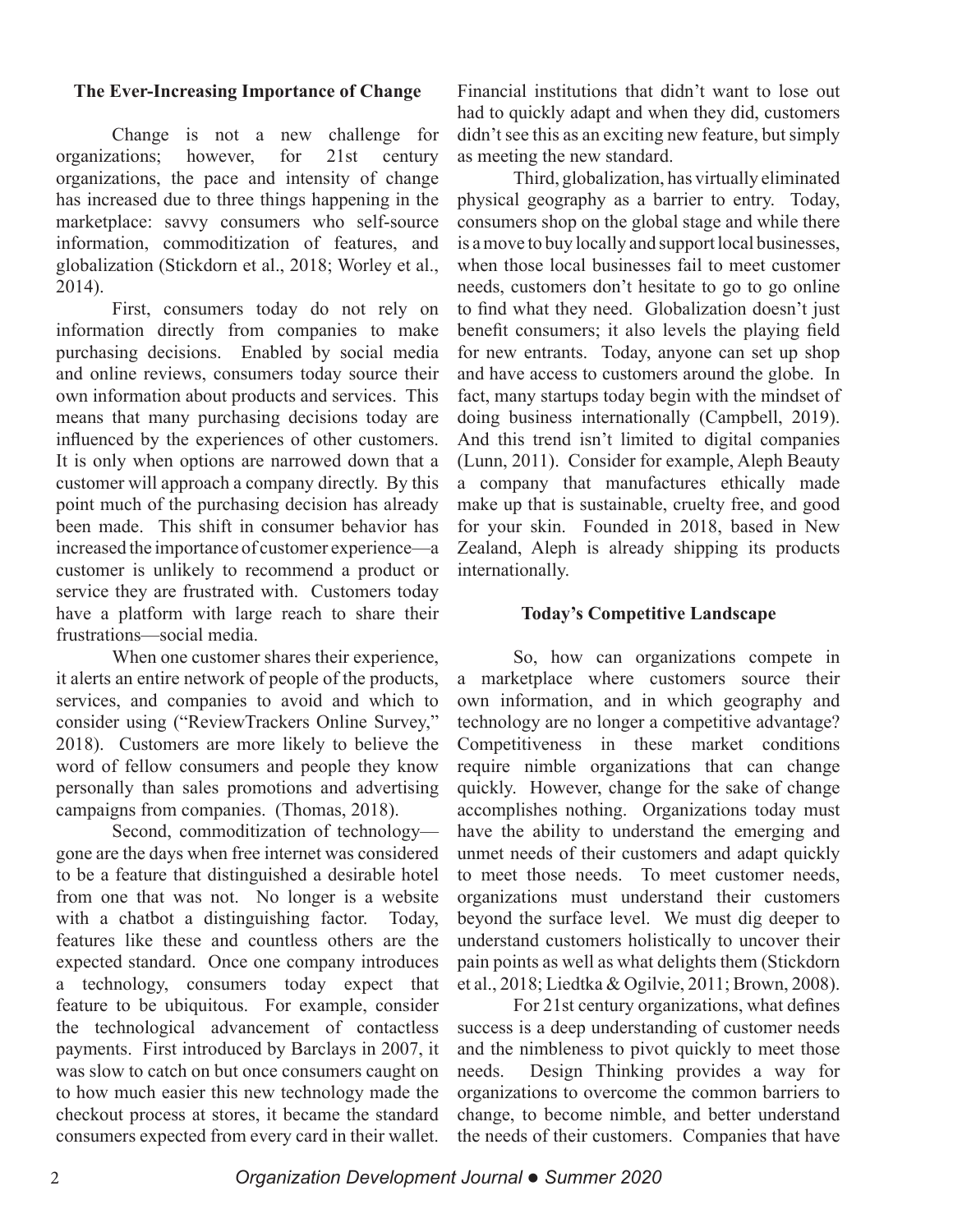## The Ever-Increasing Importance of Change

Change is not a new challenge for organizations; however, for 21st century organizations, the pace and intensity of change has increased due to three things happening in the marketplace: savvy consumers who self-source information, commoditization of features, and globalization (Stickdorn et al., 2018; Worley et al., 2014).

First, consumers today do not rely on information directly from companies to make purchasing decisions. Enabled by social media and online reviews, consumers today source their own information about products and services. This means that many purchasing decisions today are influenced by the experiences of other customers. It is only when options are narrowed down that a customer will approach a company directly. By this point much of the purchasing decision has already been made. This shift in consumer behavior has increased the importance of customer experience—a customer is unlikely to recommend a product or service they are frustrated with. Customers today have a platform with large reach to share their frustrations—social media.

When one customer shares their experience, it alerts an entire network of people of the products, services, and companies to avoid and which to consider using ("ReviewTrackers Online Survey," 2018). Customers are more likely to believe the word of fellow consumers and people they know personally than sales promotions and advertising campaigns from companies. (Thomas, 2018).

Second, commoditization of technology—gone are the days when free internet was considered to be a feature that distinguished a desirable hotel from one that was not. No longer is a website with a chatbot a distinguishing factor. Today, features like these and countless others are the expected standard. Once one company introduces a technology, consumers today expect that feature to be ubiquitous. For example, consider the technological advancement of contactless payments. First introduced by Barclays in 2007, it was slow to catch on but once consumers caught on to how much easier this new technology made the checkout process at stores, it became the standard consumers expected from every card in their wallet. Financial institutions that didn't want to lose out had to quickly adapt and when they did, customers didn't see this as an exciting new feature, but simply as meeting the new standard.

Third, globalization, has virtually eliminated physical geography as a barrier to entry. Today, consumers shop on the global stage and while there is a move to buy locally and support local businesses, when those local businesses fail to meet customer needs, customers don't hesitate to go to go online to find what they need. Globalization doesn't just benefit consumers; it also levels the playing field for new entrants. Today, anyone can set up shop and have access to customers around the globe. In fact, many startups today begin with the mindset of doing business internationally (Campbell, 2019). And this trend isn't limited to digital companies (Lunn, 2011). Consider for example, Aleph Beauty a company that manufactures ethically made make up that is sustainable, cruelty free, and good for your skin. Founded in 2018, based in New Zealand, Aleph is already shipping its products internationally.

## Today's Competitive Landscape

So, how can organizations compete in a marketplace where customers source their own information, and in which geography and technology are no longer a competitive advantage? Competitiveness in these market conditions require nimble organizations that can change quickly. However, change for the sake of change accomplishes nothing. Organizations today must have the ability to understand the emerging and unmet needs of their customers and adapt quickly to meet those needs. To meet customer needs, organizations must understand their customers beyond the surface level. We must dig deeper to understand customers holistically to uncover their pain points as well as what delights them (Stickdorn et al., 2018; Liedtka & Ogilvie, 2011; Brown, 2008).

For 21st century organizations, what defines success is a deep understanding of customer needs and the nimbleness to pivot quickly to meet those needs. Design Thinking provides a way for organizations to overcome the common barriers to change, to become nimble, and better understand the needs of their customers. Companies that have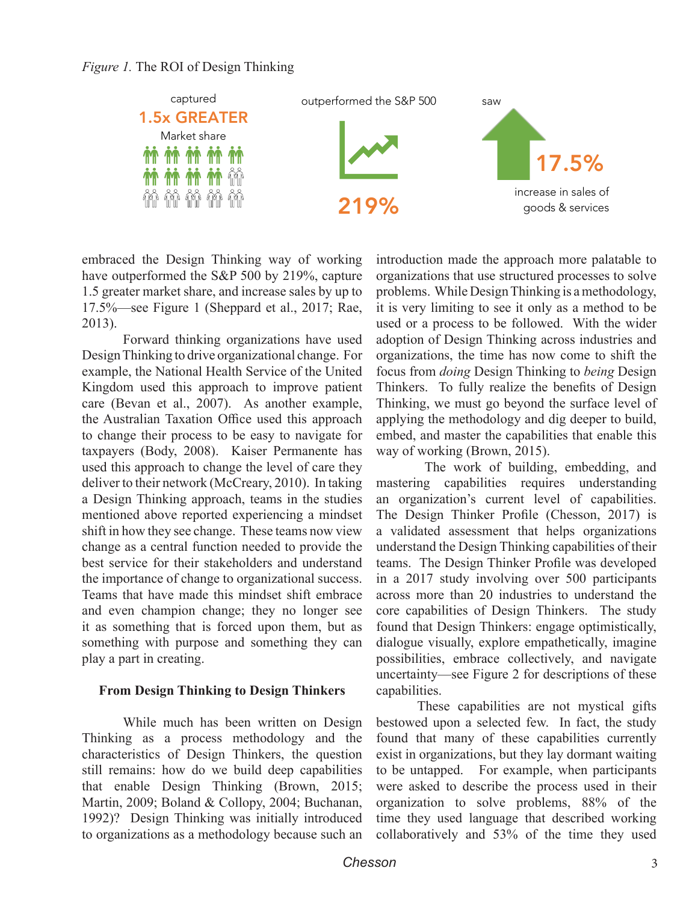*Figure 1.* The ROI of Design Thinking

captured **1.5x GREATER** Market share

outperformed the S&P 500 **219%**

saw **17.5%** increase in sales of goods & services

embraced the Design Thinking way of working have outperformed the S&P 500 by 219%, capture 1.5 greater market share, and increase sales by up to 17.5%—see Figure 1 (Sheppard et al., 2017; Rae, 2013).

Forward thinking organizations have used Design Thinking to drive organizational change. For example, the National Health Service of the United Kingdom used this approach to improve patient care (Bevan et al., 2007). As another example, the Australian Taxation Office used this approach to change their process to be easy to navigate for taxpayers (Body, 2008). Kaiser Permanente has used this approach to change the level of care they deliver to their network (McCreary, 2010). In taking a Design Thinking approach, teams in the studies mentioned above reported experiencing a mindset shift in how they see change. These teams now view change as a central function needed to provide the best service for their stakeholders and understand the importance of change to organizational success. Teams that have made this mindset shift embrace and even champion change; they no longer see it as something that is forced upon them, but as something with purpose and something they can play a part in creating.

### From Design Thinking to Design Thinkers

While much has been written on Design Thinking as a process methodology and the characteristics of Design Thinkers, the question still remains: how do we build deep capabilities that enable Design Thinking (Brown, 2015; Martin, 2009; Boland & Collopy, 2004; Buchanan, 1992)? Design Thinking was initially introduced to organizations as a methodology because such an introduction made the approach more palatable to organizations that use structured processes to solve problems. While Design Thinking is a methodology, it is very limiting to see it only as a method to be used or a process to be followed. With the wider adoption of Design Thinking across industries and organizations, the time has now come to shift the focus from *doing* Design Thinking to *being* Design Thinkers. To fully realize the benefits of Design Thinking, we must go beyond the surface level of applying the methodology and dig deeper to build, embed, and master the capabilities that enable this way of working (Brown, 2015).

The work of building, embedding, and mastering capabilities requires understanding an organization's current level of capabilities. The Design Thinker Profile (Chesson, 2017) is a validated assessment that helps organizations understand the Design Thinking capabilities of their teams. The Design Thinker Profile was developed in a 2017 study involving over 500 participants across more than 20 industries to understand the core capabilities of Design Thinkers. The study found that Design Thinkers: engage optimistically, dialogue visually, explore empathetically, imagine possibilities, embrace collectively, and navigate uncertainty—see Figure 2 for descriptions of these capabilities.

These capabilities are not mystical gifts bestowed upon a selected few. In fact, the study found that many of these capabilities currently exist in organizations, but they lay dormant waiting to be untapped. For example, when participants were asked to describe the process used in their organization to solve problems, 88% of the time they used language that described working collaboratively and 53% of the time they used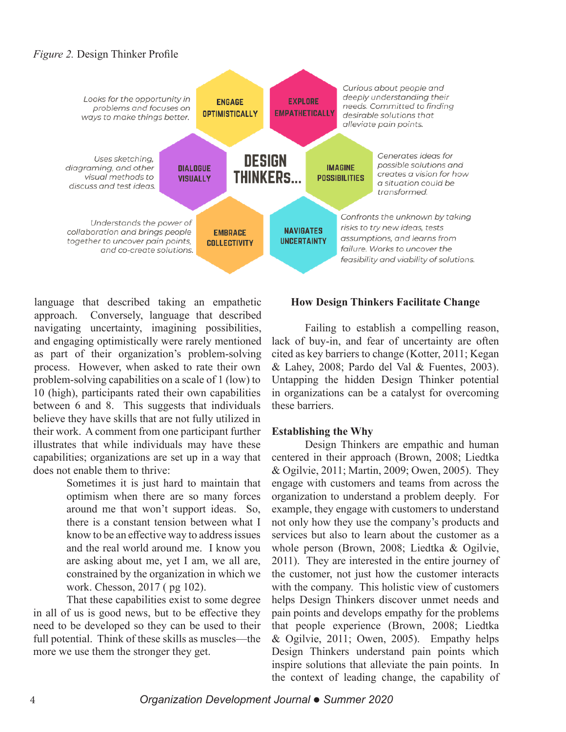*Figure 2.* Design Thinker Profile

**DESIGN THINKERS...**

- **ENGAGE OPTIMISTICALLY**: Looks for the opportunity in problems and focuses on ways to make things better.
- **EXPLORE EMPATHETICALLY**: Curious about people and deeply understanding their needs. Committed to finding desirable solutions that alleviate pain points.
- **DIALOGUE VISUALLY**: Uses sketching, diagraming, and other visual methods to discuss and test ideas.
- **IMAGINE POSSIBILITIES**: Generates ideas for possible solutions and creates a vision for how a situation could be transformed.
- **EMBRACE COLLECTIVITY**: Understands the power of collaboration and brings people together to uncover pain points, and co-create solutions.
- **NAVIGATES UNCERTAINTY**: Confronts the unknown by taking risks to try new ideas, tests assumptions, and learns from failure. Works to uncover the feasibility and viability of solutions.

language that described taking an empathetic approach. Conversely, language that described navigating uncertainty, imagining possibilities, and engaging optimistically were rarely mentioned as part of their organization's problem-solving process. However, when asked to rate their own problem-solving capabilities on a scale of 1 (low) to 10 (high), participants rated their own capabilities between 6 and 8. This suggests that individuals believe they have skills that are not fully utilized in their work. A comment from one participant further illustrates that while individuals may have these capabilities; organizations are set up in a way that does not enable them to thrive:

> Sometimes it is just hard to maintain that optimism when there are so many forces around me that won't support ideas. So, there is a constant tension between what I know to be an effective way to address issues and the real world around me. I know you are asking about me, yet I am, we all are, constrained by the organization in which we work. Chesson, 2017 ( pg 102).

That these capabilities exist to some degree in all of us is good news, but to be effective they need to be developed so they can be used to their full potential. Think of these skills as muscles—the more we use them the stronger they get.

## How Design Thinkers Facilitate Change

Failing to establish a compelling reason, lack of buy-in, and fear of uncertainty are often cited as key barriers to change (Kotter, 2011; Kegan & Lahey, 2008; Pardo del Val & Fuentes, 2003). Untapping the hidden Design Thinker potential in organizations can be a catalyst for overcoming these barriers.

### Establishing the Why

Design Thinkers are empathic and human centered in their approach (Brown, 2008; Liedtka & Ogilvie, 2011; Martin, 2009; Owen, 2005). They engage with customers and teams from across the organization to understand a problem deeply. For example, they engage with customers to understand not only how they use the company's products and services but also to learn about the customer as a whole person (Brown, 2008; Liedtka & Ogilvie, 2011). They are interested in the entire journey of the customer, not just how the customer interacts with the company. This holistic view of customers helps Design Thinkers discover unmet needs and pain points and develops empathy for the problems that people experience (Brown, 2008; Liedtka & Ogilvie, 2011; Owen, 2005). Empathy helps Design Thinkers understand pain points which inspire solutions that alleviate the pain points. In the context of leading change, the capability of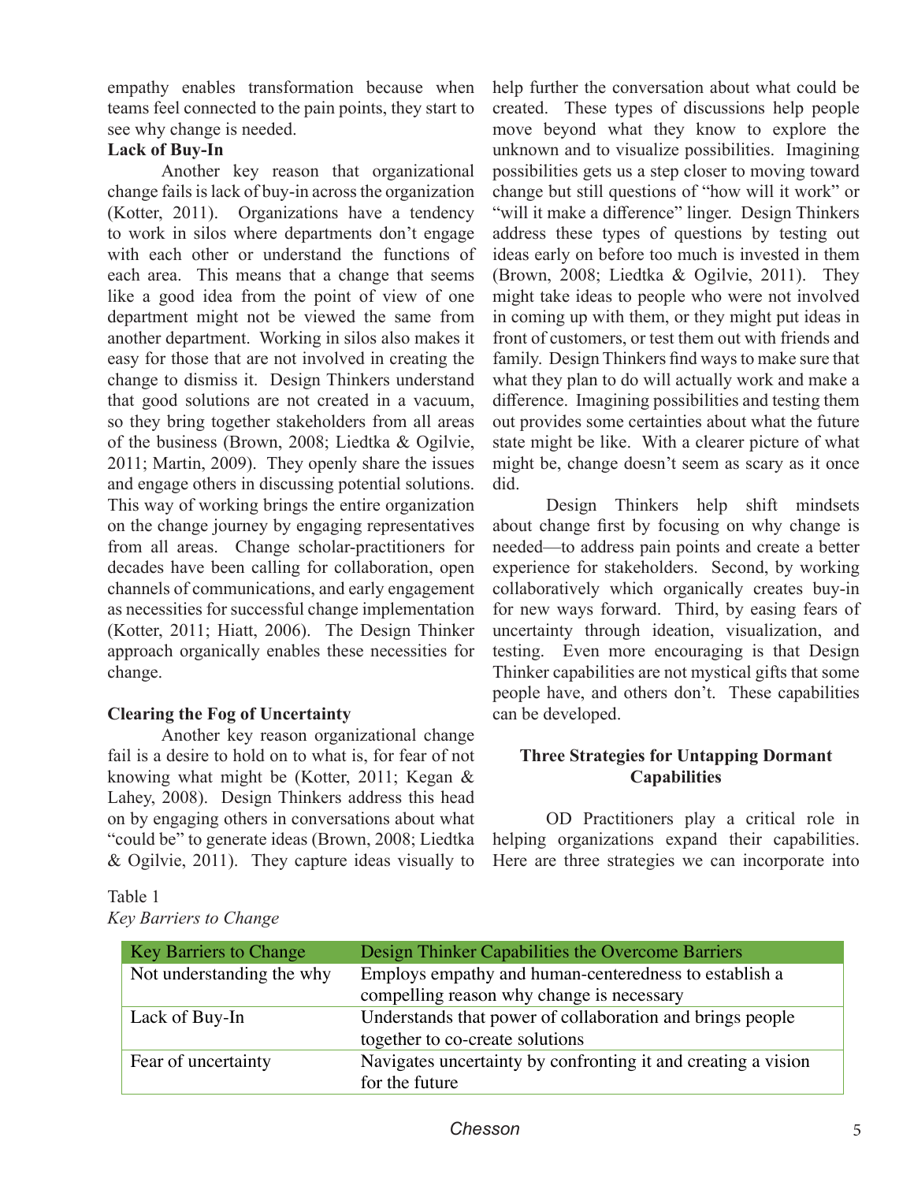empathy enables transformation because when teams feel connected to the pain points, they start to see why change is needed.

**Lack of Buy-In**

Another key reason that organizational change fails is lack of buy-in across the organization (Kotter, 2011). Organizations have a tendency to work in silos where departments don't engage with each other or understand the functions of each area. This means that a change that seems like a good idea from the point of view of one department might not be viewed the same from another department. Working in silos also makes it easy for those that are not involved in creating the change to dismiss it. Design Thinkers understand that good solutions are not created in a vacuum, so they bring together stakeholders from all areas of the business (Brown, 2008; Liedtka & Ogilvie, 2011; Martin, 2009). They openly share the issues and engage others in discussing potential solutions. This way of working brings the entire organization on the change journey by engaging representatives from all areas. Change scholar-practitioners for decades have been calling for collaboration, open channels of communications, and early engagement as necessities for successful change implementation (Kotter, 2011; Hiatt, 2006). The Design Thinker approach organically enables these necessities for change.

**Clearing the Fog of Uncertainty**

Another key reason organizational change fail is a desire to hold on to what is, for fear of not knowing what might be (Kotter, 2011; Kegan & Lahey, 2008). Design Thinkers address this head on by engaging others in conversations about what "could be" to generate ideas (Brown, 2008; Liedtka & Ogilvie, 2011). They capture ideas visually to help further the conversation about what could be created. These types of discussions help people move beyond what they know to explore the unknown and to visualize possibilities. Imagining possibilities gets us a step closer to moving toward change but still questions of "how will it work" or "will it make a difference" linger. Design Thinkers address these types of questions by testing out ideas early on before too much is invested in them (Brown, 2008; Liedtka & Ogilvie, 2011). They might take ideas to people who were not involved in coming up with them, or they might put ideas in front of customers, or test them out with friends and family. Design Thinkers find ways to make sure that what they plan to do will actually work and make a difference. Imagining possibilities and testing them out provides some certainties about what the future state might be like. With a clearer picture of what might be, change doesn't seem as scary as it once did.

Design Thinkers help shift mindsets about change first by focusing on why change is needed—to address pain points and create a better experience for stakeholders. Second, by working collaboratively which organically creates buy-in for new ways forward. Third, by easing fears of uncertainty through ideation, visualization, and testing. Even more encouraging is that Design Thinker capabilities are not mystical gifts that some people have, and others don't. These capabilities can be developed.

## Three Strategies for Untapping Dormant Capabilities

OD Practitioners play a critical role in helping organizations expand their capabilities. Here are three strategies we can incorporate into

Table 1
*Key Barriers to Change*

| Key Barriers to Change | Design Thinker Capabilities the Overcome Barriers |
|---|---|
| Not understanding the why | Employs empathy and human-centeredness to establish a compelling reason why change is necessary |
| Lack of Buy-In | Understands that power of collaboration and brings people together to co-create solutions |
| Fear of uncertainty | Navigates uncertainty by confronting it and creating a vision for the future |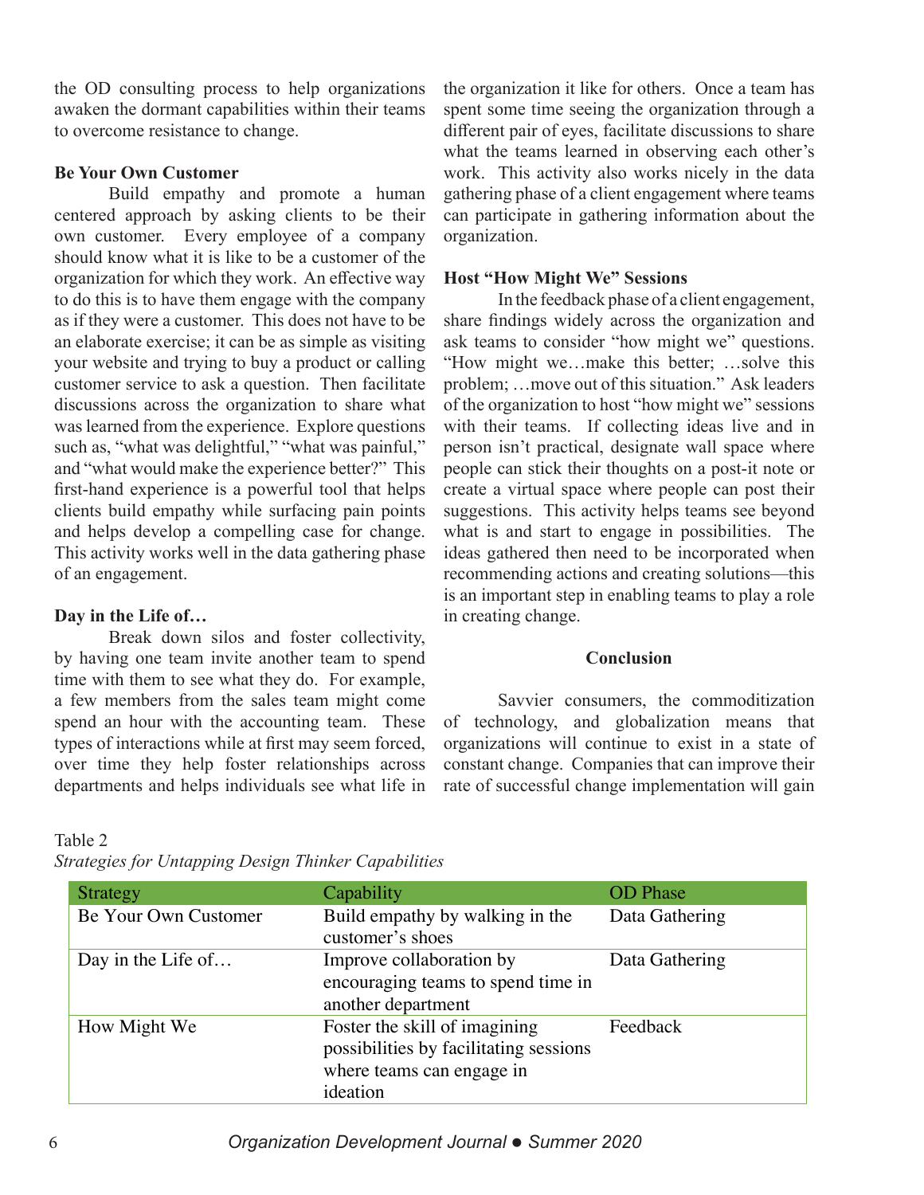the OD consulting process to help organizations awaken the dormant capabilities within their teams to overcome resistance to change.

**Be Your Own Customer**

Build empathy and promote a human centered approach by asking clients to be their own customer. Every employee of a company should know what it is like to be a customer of the organization for which they work. An effective way to do this is to have them engage with the company as if they were a customer. This does not have to be an elaborate exercise; it can be as simple as visiting your website and trying to buy a product or calling customer service to ask a question. Then facilitate discussions across the organization to share what was learned from the experience. Explore questions such as, "what was delightful," "what was painful," and "what would make the experience better?" This first-hand experience is a powerful tool that helps clients build empathy while surfacing pain points and helps develop a compelling case for change. This activity works well in the data gathering phase of an engagement.

**Day in the Life of…**

Break down silos and foster collectivity, by having one team invite another team to spend time with them to see what they do. For example, a few members from the sales team might come spend an hour with the accounting team. These types of interactions while at first may seem forced, over time they help foster relationships across departments and helps individuals see what life in the organization it like for others. Once a team has spent some time seeing the organization through a different pair of eyes, facilitate discussions to share what the teams learned in observing each other's work. This activity also works nicely in the data gathering phase of a client engagement where teams can participate in gathering information about the organization.

**Host "How Might We" Sessions**

In the feedback phase of a client engagement, share findings widely across the organization and ask teams to consider "how might we" questions. "How might we…make this better; …solve this problem; …move out of this situation." Ask leaders of the organization to host "how might we" sessions with their teams. If collecting ideas live and in person isn't practical, designate wall space where people can stick their thoughts on a post-it note or create a virtual space where people can post their suggestions. This activity helps teams see beyond what is and start to engage in possibilities. The ideas gathered then need to be incorporated when recommending actions and creating solutions—this is an important step in enabling teams to play a role in creating change.

## Conclusion

Savvier consumers, the commoditization of technology, and globalization means that organizations will continue to exist in a state of constant change. Companies that can improve their rate of successful change implementation will gain

Table 2
*Strategies for Untapping Design Thinker Capabilities*

| Strategy | Capability | OD Phase |
|---|---|---|
| Be Your Own Customer | Build empathy by walking in the customer's shoes | Data Gathering |
| Day in the Life of… | Improve collaboration by encouraging teams to spend time in another department | Data Gathering |
| How Might We | Foster the skill of imagining possibilities by facilitating sessions where teams can engage in ideation | Feedback |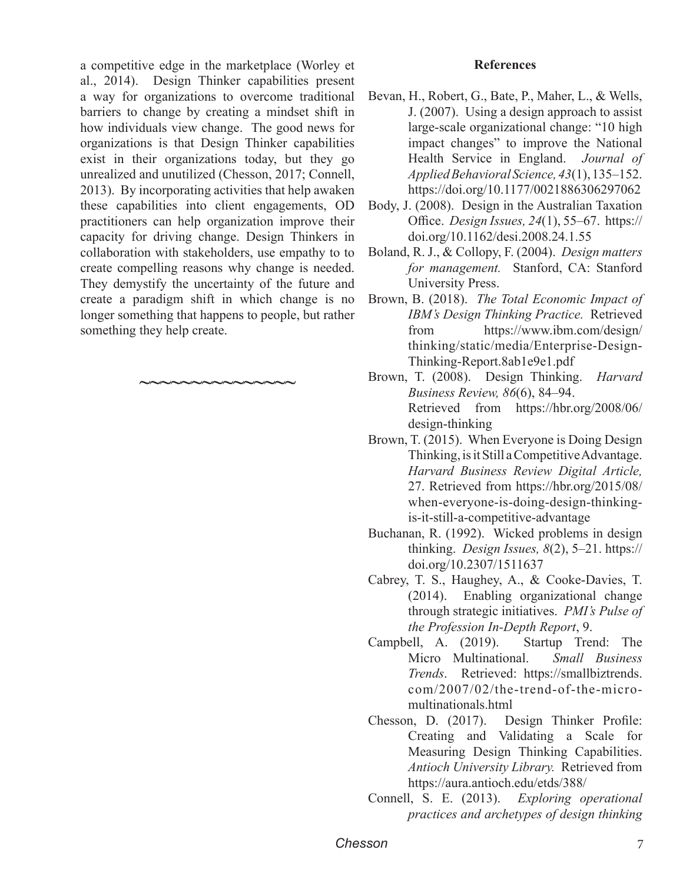a competitive edge in the marketplace (Worley et al., 2014). Design Thinker capabilities present a way for organizations to overcome traditional barriers to change by creating a mindset shift in how individuals view change. The good news for organizations is that Design Thinker capabilities exist in their organizations today, but they go unrealized and unutilized (Chesson, 2017; Connell, 2013). By incorporating activities that help awaken these capabilities into client engagements, OD practitioners can help organization improve their capacity for driving change. Design Thinkers in collaboration with stakeholders, use empathy to to create compelling reasons why change is needed. They demystify the uncertainty of the future and create a paradigm shift in which change is no longer something that happens to people, but rather something they help create.

~~~~~~~~~~~~~~~

## References

Bevan, H., Robert, G., Bate, P., Maher, L., & Wells, J. (2007). Using a design approach to assist large-scale organizational change: "10 high impact changes" to improve the National Health Service in England. *Journal of Applied Behavioral Science, 43*(1), 135–152. https://doi.org/10.1177/0021886306297062

Body, J. (2008). Design in the Australian Taxation Office. *Design Issues, 24*(1), 55–67. https://doi.org/10.1162/desi.2008.24.1.55

Boland, R. J., & Collopy, F. (2004). *Design matters for management.* Stanford, CA: Stanford University Press.

Brown, B. (2018). *The Total Economic Impact of IBM's Design Thinking Practice.* Retrieved from https://www.ibm.com/design/thinking/static/media/Enterprise-Design-Thinking-Report.8ab1e9e1.pdf

Brown, T. (2008). Design Thinking. *Harvard Business Review, 86*(6), 84–94. Retrieved from https://hbr.org/2008/06/design-thinking

Brown, T. (2015). When Everyone is Doing Design Thinking, is it Still a Competitive Advantage. *Harvard Business Review Digital Article,* 27. Retrieved from https://hbr.org/2015/08/when-everyone-is-doing-design-thinking-is-it-still-a-competitive-advantage

Buchanan, R. (1992). Wicked problems in design thinking. *Design Issues, 8*(2), 5–21. https://doi.org/10.2307/1511637

Cabrey, T. S., Haughey, A., & Cooke-Davies, T. (2014). Enabling organizational change through strategic initiatives. *PMI's Pulse of the Profession In-Depth Report*, 9.

Campbell, A. (2019). Startup Trend: The Micro Multinational. *Small Business Trends*. Retrieved: https://smallbiztrends.com/2007/02/the-trend-of-the-micro-multinationals.html

Chesson, D. (2017). Design Thinker Profile: Creating and Validating a Scale for Measuring Design Thinking Capabilities. *Antioch University Library.* Retrieved from https://aura.antioch.edu/etds/388/

Connell, S. E. (2013). *Exploring operational practices and archetypes of design thinking*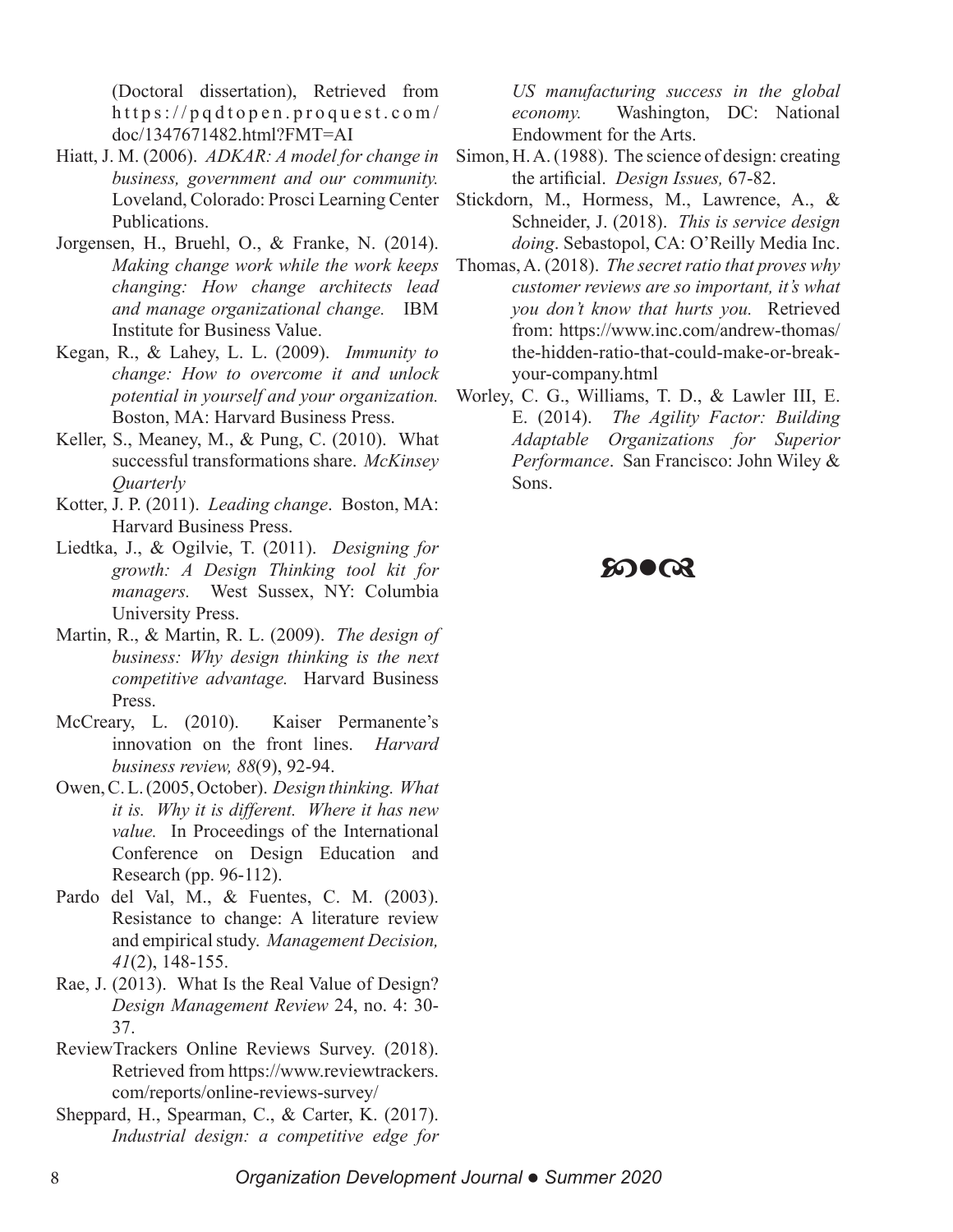(Doctoral dissertation), Retrieved from https://pqdtopen.proquest.com/doc/1347671482.html?FMT=AI

Hiatt, J. M. (2006). *ADKAR: A model for change in business, government and our community.* Loveland, Colorado: Prosci Learning Center Publications.

Jorgensen, H., Bruehl, O., & Franke, N. (2014). *Making change work while the work keeps changing: How change architects lead and manage organizational change.* IBM Institute for Business Value.

Kegan, R., & Lahey, L. L. (2009). *Immunity to change: How to overcome it and unlock potential in yourself and your organization.* Boston, MA: Harvard Business Press.

Keller, S., Meaney, M., & Pung, C. (2010). What successful transformations share. *McKinsey Quarterly*

Kotter, J. P. (2011). *Leading change*. Boston, MA: Harvard Business Press.

Liedtka, J., & Ogilvie, T. (2011). *Designing for growth: A Design Thinking tool kit for managers.* West Sussex, NY: Columbia University Press.

Martin, R., & Martin, R. L. (2009). *The design of business: Why design thinking is the next competitive advantage.* Harvard Business Press.

McCreary, L. (2010). Kaiser Permanente's innovation on the front lines. *Harvard business review, 88*(9), 92-94.

Owen, C. L. (2005, October). *Design thinking. What it is. Why it is different. Where it has new value.* In Proceedings of the International Conference on Design Education and Research (pp. 96-112).

Pardo del Val, M., & Fuentes, C. M. (2003). Resistance to change: A literature review and empirical study. *Management Decision, 41*(2), 148-155.

Rae, J. (2013). What Is the Real Value of Design? *Design Management Review* 24, no. 4: 30-37.

ReviewTrackers Online Reviews Survey. (2018). Retrieved from https://www.reviewtrackers.com/reports/online-reviews-survey/

Sheppard, H., Spearman, C., & Carter, K. (2017). *Industrial design: a competitive edge for US manufacturing success in the global economy.* Washington, DC: National Endowment for the Arts.

Simon, H. A. (1988). The science of design: creating the artificial. *Design Issues,* 67-82.

Stickdorn, M., Hormess, M., Lawrence, A., & Schneider, J. (2018). *This is service design doing*. Sebastopol, CA: O'Reilly Media Inc.

Thomas, A. (2018). *The secret ratio that proves why customer reviews are so important, it's what you don't know that hurts you.* Retrieved from: https://www.inc.com/andrew-thomas/the-hidden-ratio-that-could-make-or-break-your-company.html

Worley, C. G., Williams, T. D., & Lawler III, E. E. (2014). *The Agility Factor: Building Adaptable Organizations for Superior Performance*. San Francisco: John Wiley & Sons.